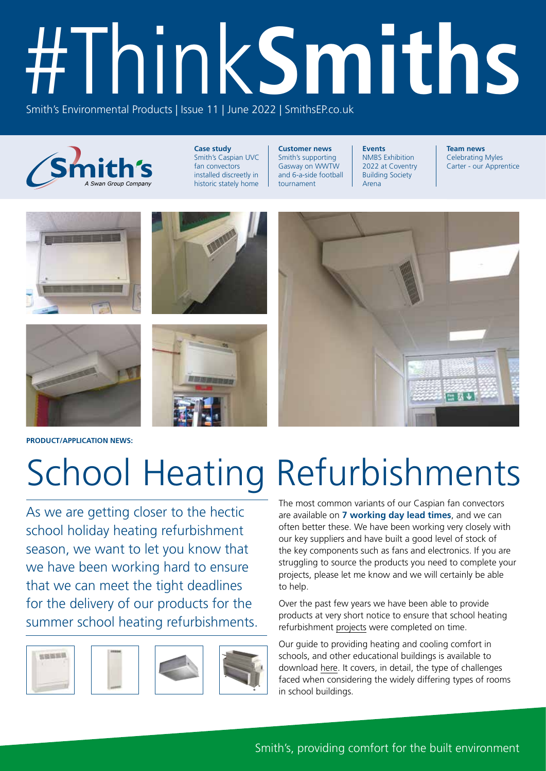# #ThinkSmiths

Smith's Environmental Products | Issue 11 | June 2022 | SmithsEP.co.uk

Smith's — A Swan Group Company

**Case study**
Smith's Caspian UVC fan convectors installed discreetly in historic stately home

**Customer news**
Smith's supporting Gasway on WWTW and 6-a-side football tournament

**Events**
NMBS Exhibition 2022 at Coventry Building Society Arena

**Team news**
Celebrating Myles Carter - our Apprentice

**PRODUCT/APPLICATION NEWS:**

# School Heating Refurbishments

As we are getting closer to the hectic school holiday heating refurbishment season, we want to let you know that we have been working hard to ensure that we can meet the tight deadlines for the delivery of our products for the summer school heating refurbishments.

The most common variants of our Caspian fan convectors are available on **7 working day lead times**, and we can often better these. We have been working very closely with our key suppliers and have built a good level of stock of the key components such as fans and electronics. If you are struggling to source the products you need to complete your projects, please let me know and we will certainly be able to help.

Over the past few years we have been able to provide products at very short notice to ensure that school heating refurbishment projects were completed on time.

Our guide to providing heating and cooling comfort in schools, and other educational buildings is available to download here. It covers, in detail, the type of challenges faced when considering the widely differing types of rooms in school buildings.

Smith's, providing comfort for the built environment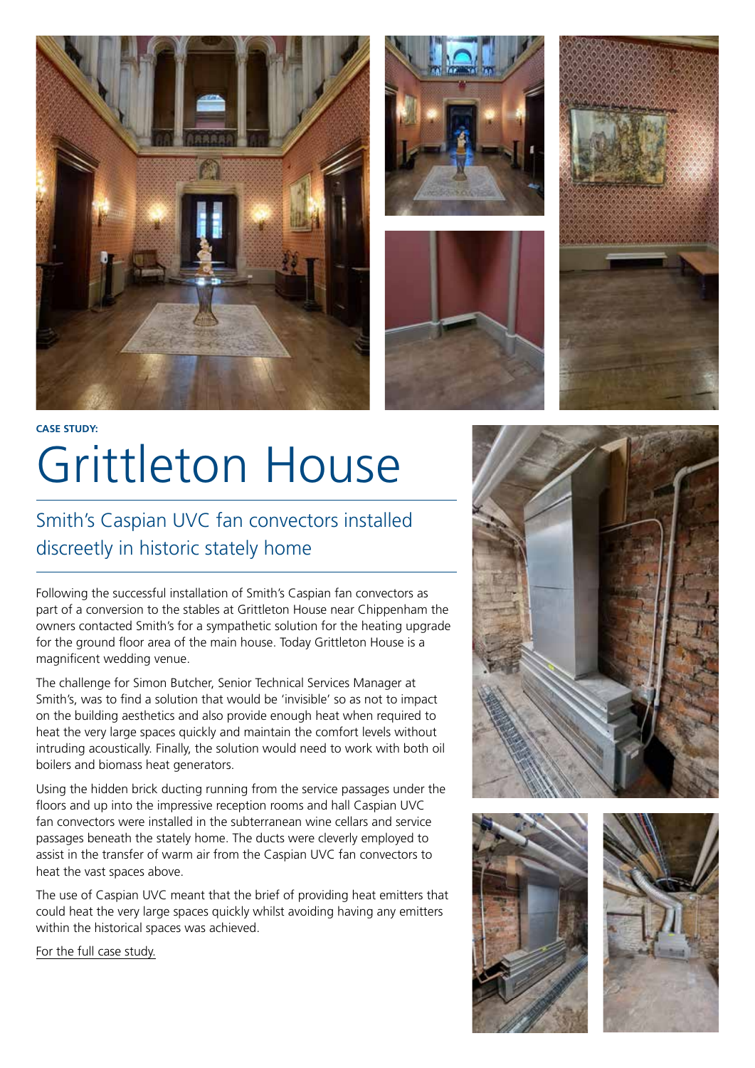**CASE STUDY:**

# Grittleton House

## Smith's Caspian UVC fan convectors installed discreetly in historic stately home

Following the successful installation of Smith's Caspian fan convectors as part of a conversion to the stables at Grittleton House near Chippenham the owners contacted Smith's for a sympathetic solution for the heating upgrade for the ground floor area of the main house. Today Grittleton House is a magnificent wedding venue.

The challenge for Simon Butcher, Senior Technical Services Manager at Smith's, was to find a solution that would be 'invisible' so as not to impact on the building aesthetics and also provide enough heat when required to heat the very large spaces quickly and maintain the comfort levels without intruding acoustically. Finally, the solution would need to work with both oil boilers and biomass heat generators.

Using the hidden brick ducting running from the service passages under the floors and up into the impressive reception rooms and hall Caspian UVC fan convectors were installed in the subterranean wine cellars and service passages beneath the stately home. The ducts were cleverly employed to assist in the transfer of warm air from the Caspian UVC fan convectors to heat the vast spaces above.

The use of Caspian UVC meant that the brief of providing heat emitters that could heat the very large spaces quickly whilst avoiding having any emitters within the historical spaces was achieved.

For the full case study.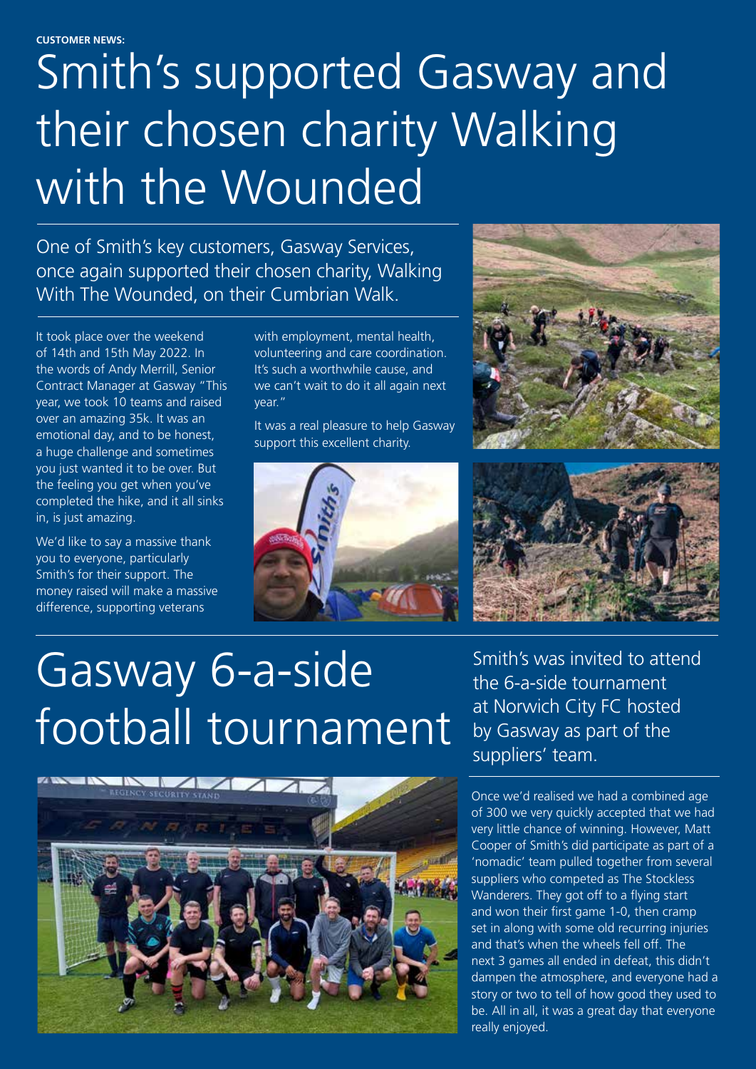**CUSTOMER NEWS:**

# Smith's supported Gasway and their chosen charity Walking with the Wounded

One of Smith's key customers, Gasway Services, once again supported their chosen charity, Walking With The Wounded, on their Cumbrian Walk.

It took place over the weekend of 14th and 15th May 2022. In the words of Andy Merrill, Senior Contract Manager at Gasway "This year, we took 10 teams and raised over an amazing 35k. It was an emotional day, and to be honest, a huge challenge and sometimes you just wanted it to be over. But the feeling you get when you've completed the hike, and it all sinks in, is just amazing.

We'd like to say a massive thank you to everyone, particularly Smith's for their support. The money raised will make a massive difference, supporting veterans with employment, mental health, volunteering and care coordination. It's such a worthwhile cause, and we can't wait to do it all again next year."

It was a real pleasure to help Gasway support this excellent charity.

# Gasway 6-a-side football tournament

Smith's was invited to attend the 6-a-side tournament at Norwich City FC hosted by Gasway as part of the suppliers' team.

Once we'd realised we had a combined age of 300 we very quickly accepted that we had very little chance of winning. However, Matt Cooper of Smith's did participate as part of a 'nomadic' team pulled together from several suppliers who competed as The Stockless Wanderers. They got off to a flying start and won their first game 1-0, then cramp set in along with some old recurring injuries and that's when the wheels fell off. The next 3 games all ended in defeat, this didn't dampen the atmosphere, and everyone had a story or two to tell of how good they used to be. All in all, it was a great day that everyone really enjoyed.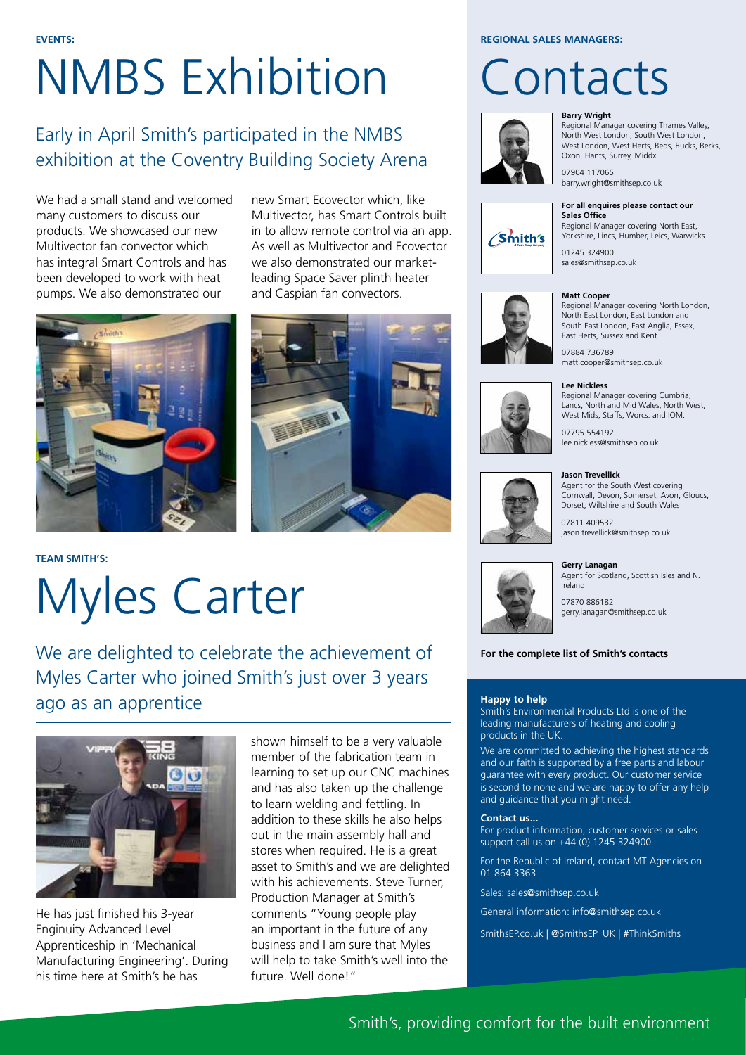**EVENTS:**

# NMBS Exhibition

## Early in April Smith's participated in the NMBS exhibition at the Coventry Building Society Arena

We had a small stand and welcomed many customers to discuss our products. We showcased our new Multivector fan convector which has integral Smart Controls and has been developed to work with heat pumps. We also demonstrated our new Smart Ecovector which, like Multivector, has Smart Controls built in to allow remote control via an app. As well as Multivector and Ecovector we also demonstrated our market-leading Space Saver plinth heater and Caspian fan convectors.

**TEAM SMITH'S:**

# Myles Carter

## We are delighted to celebrate the achievement of Myles Carter who joined Smith's just over 3 years ago as an apprentice

He has just finished his 3-year Enginuity Advanced Level Apprenticeship in 'Mechanical Manufacturing Engineering'. During his time here at Smith's he has shown himself to be a very valuable member of the fabrication team in learning to set up our CNC machines and has also taken up the challenge to learn welding and fettling. In addition to these skills he also helps out in the main assembly hall and stores when required. He is a great asset to Smith's and we are delighted with his achievements. Steve Turner, Production Manager at Smith's comments "Young people play an important in the future of any business and I am sure that Myles will help to take Smith's well into the future. Well done!"

**REGIONAL SALES MANAGERS:**

# Contacts

**Barry Wright**
Regional Manager covering Thames Valley, North West London, South West London, West London, West Herts, Beds, Bucks, Berks, Oxon, Hants, Surrey, Middx.

07904 117065
barry.wright@smithsep.co.uk

**For all enquires please contact our Sales Office**
Regional Manager covering North East, Yorkshire, Lincs, Humber, Leics, Warwicks

01245 324900
sales@smithsep.co.uk

**Matt Cooper**
Regional Manager covering North London, North East London, East London and South East London, East Anglia, Essex, East Herts, Sussex and Kent

07884 736789
matt.cooper@smithsep.co.uk

**Lee Nickless**
Regional Manager covering Cumbria, Lancs, North and Mid Wales, North West, West Mids, Staffs, Worcs. and IOM.

07795 554192
lee.nickless@smithsep.co.uk

**Jason Trevellick**
Agent for the South West covering Cornwall, Devon, Somerset, Avon, Gloucs, Dorset, Wiltshire and South Wales

07811 409532
jason.trevellick@smithsep.co.uk

**Gerry Lanagan**
Agent for Scotland, Scottish Isles and N. Ireland

07870 886182
gerry.lanagan@smithsep.co.uk

**For the complete list of Smith's contacts**

**Happy to help**

Smith's Environmental Products Ltd is one of the leading manufacturers of heating and cooling products in the UK.

We are committed to achieving the highest standards and our faith is supported by a free parts and labour guarantee with every product. Our customer service is second to none and we are happy to offer any help and guidance that you might need.

**Contact us...**

For product information, customer services or sales support call us on +44 (0) 1245 324900

For the Republic of Ireland, contact MT Agencies on 01 864 3363

Sales: sales@smithsep.co.uk

General information: info@smithsep.co.uk

SmithsEP.co.uk | @SmithsEP_UK | #ThinkSmiths

Smith's, providing comfort for the built environment